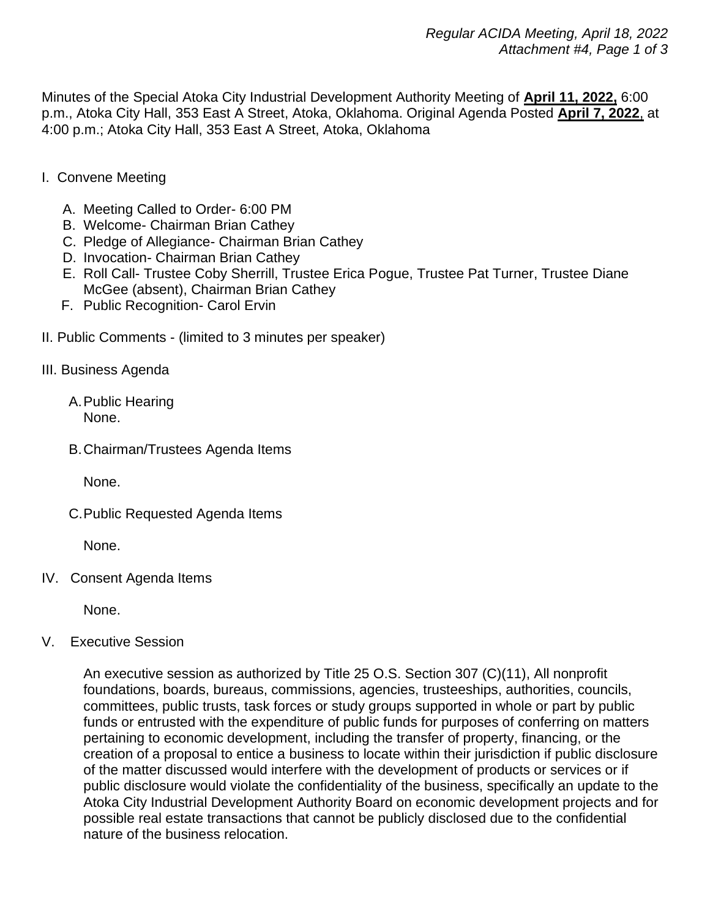Minutes of the Special Atoka City Industrial Development Authority Meeting of **April 11, 2022,** 6:00 p.m., Atoka City Hall, 353 East A Street, Atoka, Oklahoma. Original Agenda Posted **April 7, 2022**, at 4:00 p.m.; Atoka City Hall, 353 East A Street, Atoka, Oklahoma

I. Convene Meeting

- A. Meeting Called to Order- 6:00 PM
- B. Welcome- Chairman Brian Cathey
- C. Pledge of Allegiance- Chairman Brian Cathey
- D. Invocation- Chairman Brian Cathey
- E. Roll Call- Trustee Coby Sherrill, Trustee Erica Pogue, Trustee Pat Turner, Trustee Diane McGee (absent), Chairman Brian Cathey
- F. Public Recognition- Carol Ervin

II. Public Comments - (limited to 3 minutes per speaker)

III. Business Agenda

- A. Public Hearing
  None.
- B. Chairman/Trustees Agenda Items

  None.
- C. Public Requested Agenda Items

  None.

IV. Consent Agenda Items

None.

V. Executive Session

An executive session as authorized by Title 25 O.S. Section 307 (C)(11), All nonprofit foundations, boards, bureaus, commissions, agencies, trusteeships, authorities, councils, committees, public trusts, task forces or study groups supported in whole or part by public funds or entrusted with the expenditure of public funds for purposes of conferring on matters pertaining to economic development, including the transfer of property, financing, or the creation of a proposal to entice a business to locate within their jurisdiction if public disclosure of the matter discussed would interfere with the development of products or services or if public disclosure would violate the confidentiality of the business, specifically an update to the Atoka City Industrial Development Authority Board on economic development projects and for possible real estate transactions that cannot be publicly disclosed due to the confidential nature of the business relocation.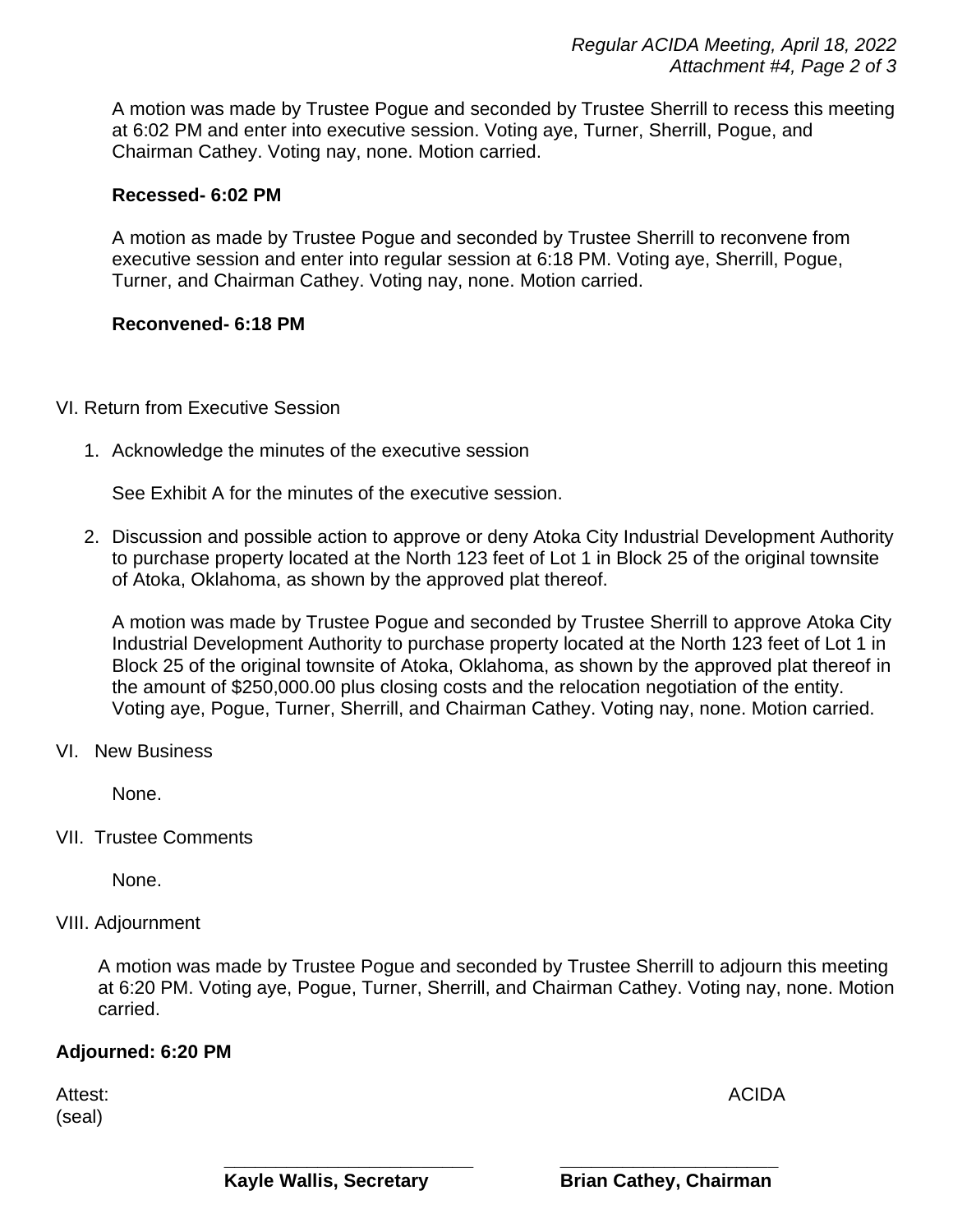A motion was made by Trustee Pogue and seconded by Trustee Sherrill to recess this meeting at 6:02 PM and enter into executive session. Voting aye, Turner, Sherrill, Pogue, and Chairman Cathey. Voting nay, none. Motion carried.

**Recessed- 6:02 PM**

A motion as made by Trustee Pogue and seconded by Trustee Sherrill to reconvene from executive session and enter into regular session at 6:18 PM. Voting aye, Sherrill, Pogue, Turner, and Chairman Cathey. Voting nay, none. Motion carried.

**Reconvened- 6:18 PM**

VI. Return from Executive Session

1. Acknowledge the minutes of the executive session

   See Exhibit A for the minutes of the executive session.

2. Discussion and possible action to approve or deny Atoka City Industrial Development Authority to purchase property located at the North 123 feet of Lot 1 in Block 25 of the original townsite of Atoka, Oklahoma, as shown by the approved plat thereof.

   A motion was made by Trustee Pogue and seconded by Trustee Sherrill to approve Atoka City Industrial Development Authority to purchase property located at the North 123 feet of Lot 1 in Block 25 of the original townsite of Atoka, Oklahoma, as shown by the approved plat thereof in the amount of $250,000.00 plus closing costs and the relocation negotiation of the entity. Voting aye, Pogue, Turner, Sherrill, and Chairman Cathey. Voting nay, none. Motion carried.

VI. New Business

None.

VII. Trustee Comments

None.

VIII. Adjournment

A motion was made by Trustee Pogue and seconded by Trustee Sherrill to adjourn this meeting at 6:20 PM. Voting aye, Pogue, Turner, Sherrill, and Chairman Cathey. Voting nay, none. Motion carried.

**Adjourned: 6:20 PM**

Attest: ACIDA
(seal)

\_\_\_\_\_\_\_\_\_\_\_\_\_\_\_\_\_\_\_\_\_\_\_\_\_\_ \_\_\_\_\_\_\_\_\_\_\_\_\_\_\_\_\_\_\_\_\_\_\_\_\_\_

**Kayle Wallis, Secretary** **Brian Cathey, Chairman**